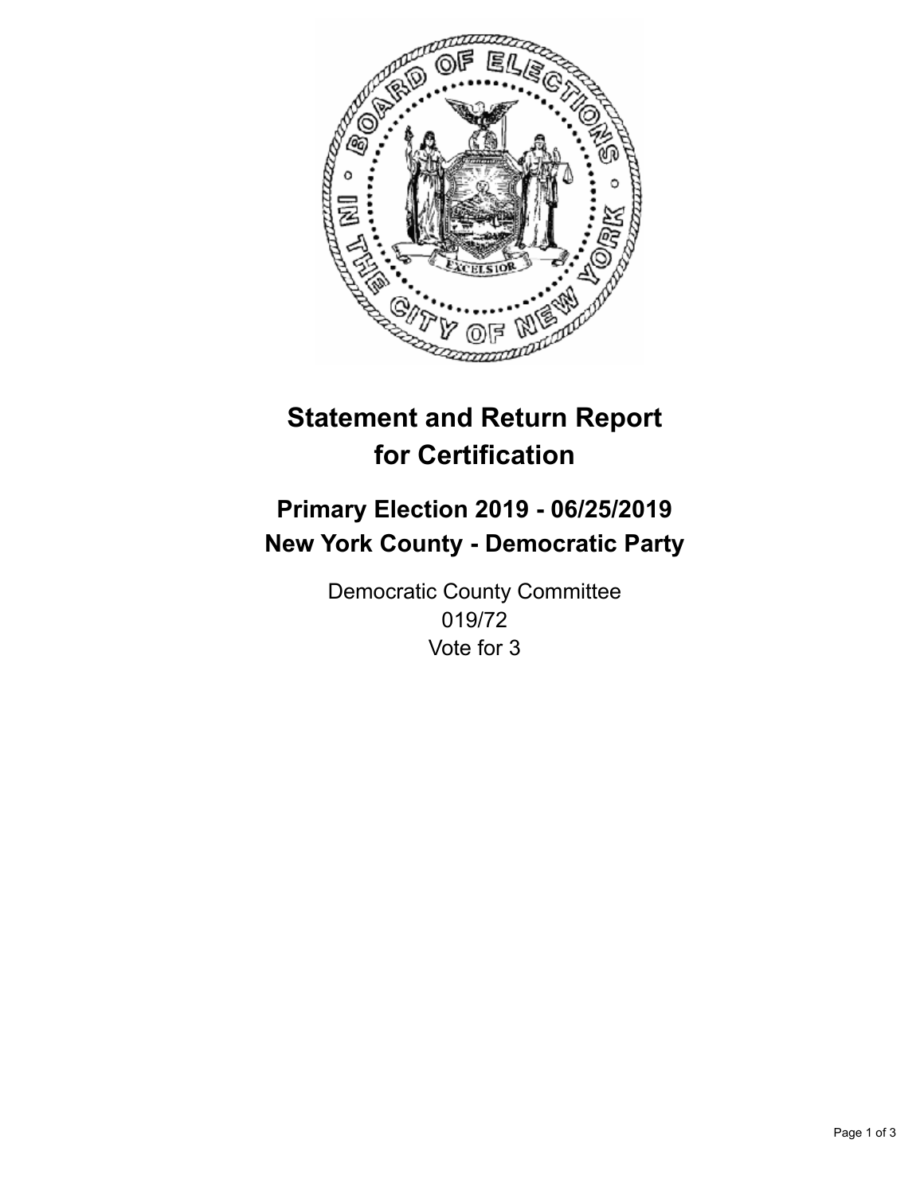# Statement and Return Report for Certification

## Primary Election 2019 - 06/25/2019
## New York County - Democratic Party

Democratic County Committee
019/72
Vote for 3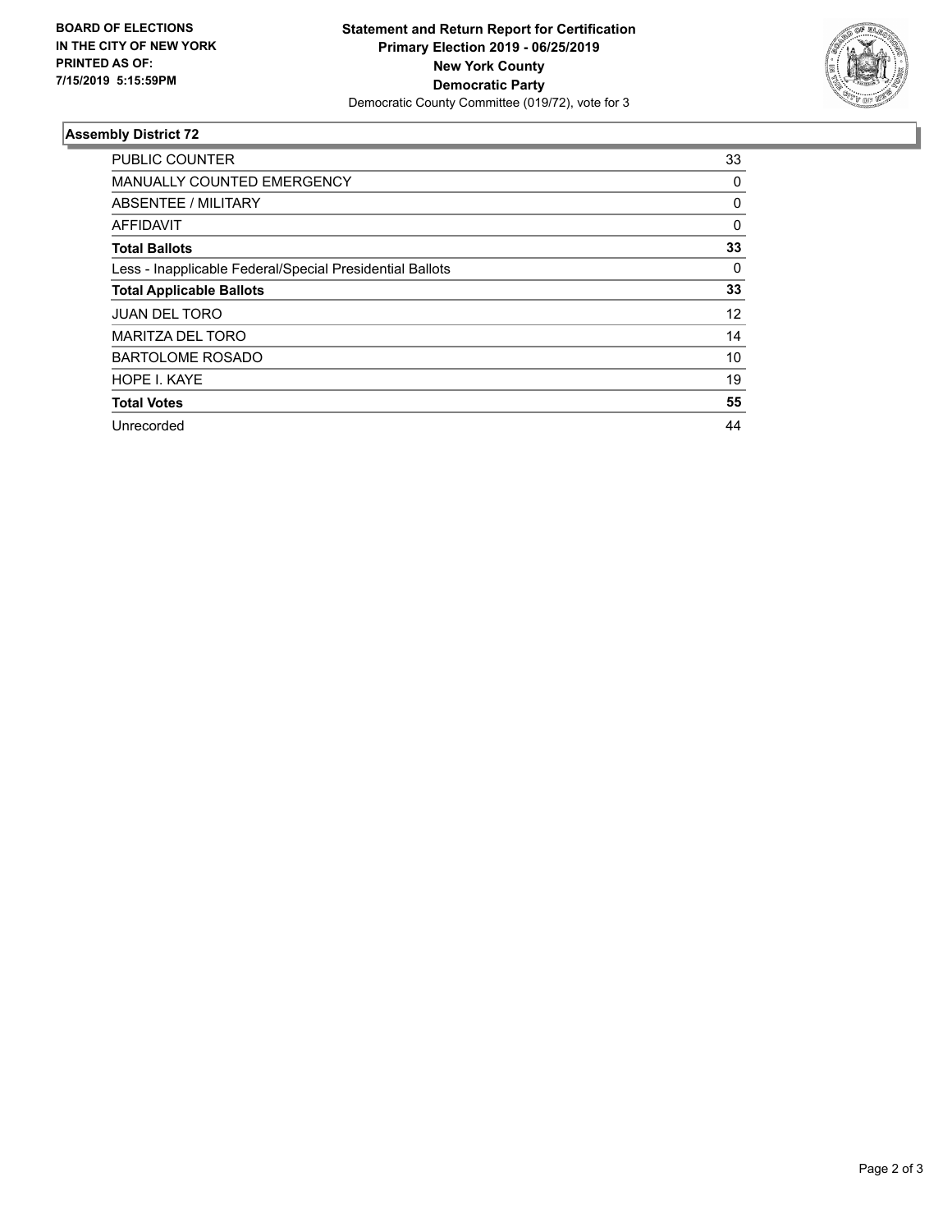**BOARD OF ELECTIONS IN THE CITY OF NEW YORK PRINTED AS OF: 7/15/2019 5:15:59PM**

**Statement and Return Report for Certification**
**Primary Election 2019 - 06/25/2019**
**New York County**
**Democratic Party**
Democratic County Committee (019/72), vote for 3

### Assembly District 72

| | |
|---|---|
| PUBLIC COUNTER | 33 |
| MANUALLY COUNTED EMERGENCY | 0 |
| ABSENTEE / MILITARY | 0 |
| AFFIDAVIT | 0 |
| **Total Ballots** | **33** |
| Less - Inapplicable Federal/Special Presidential Ballots | 0 |
| **Total Applicable Ballots** | **33** |
| JUAN DEL TORO | 12 |
| MARITZA DEL TORO | 14 |
| BARTOLOME ROSADO | 10 |
| HOPE I. KAYE | 19 |
| **Total Votes** | **55** |
| Unrecorded | 44 |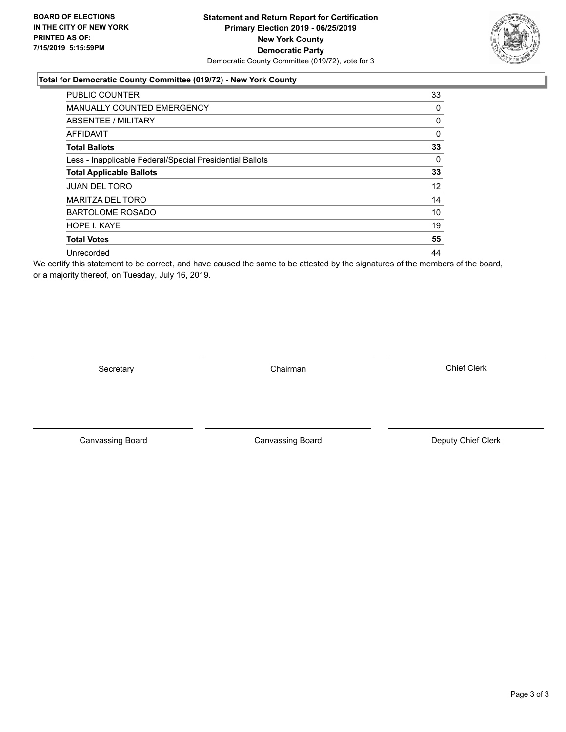**BOARD OF ELECTIONS IN THE CITY OF NEW YORK PRINTED AS OF: 7/15/2019 5:15:59PM**

**Statement and Return Report for Certification**
**Primary Election 2019 - 06/25/2019**
**New York County**
**Democratic Party**
Democratic County Committee (019/72), vote for 3

### Total for Democratic County Committee (019/72) - New York County

| | |
|---|---|
| PUBLIC COUNTER | 33 |
| MANUALLY COUNTED EMERGENCY | 0 |
| ABSENTEE / MILITARY | 0 |
| AFFIDAVIT | 0 |
| **Total Ballots** | **33** |
| Less - Inapplicable Federal/Special Presidential Ballots | 0 |
| **Total Applicable Ballots** | **33** |
| JUAN DEL TORO | 12 |
| MARITZA DEL TORO | 14 |
| BARTOLOME ROSADO | 10 |
| HOPE I. KAYE | 19 |
| **Total Votes** | **55** |
| Unrecorded | 44 |

We certify this statement to be correct, and have caused the same to be attested by the signatures of the members of the board, or a majority thereof, on Tuesday, July 16, 2019.

Secretary

Chairman

Chief Clerk

Canvassing Board

Canvassing Board

Deputy Chief Clerk